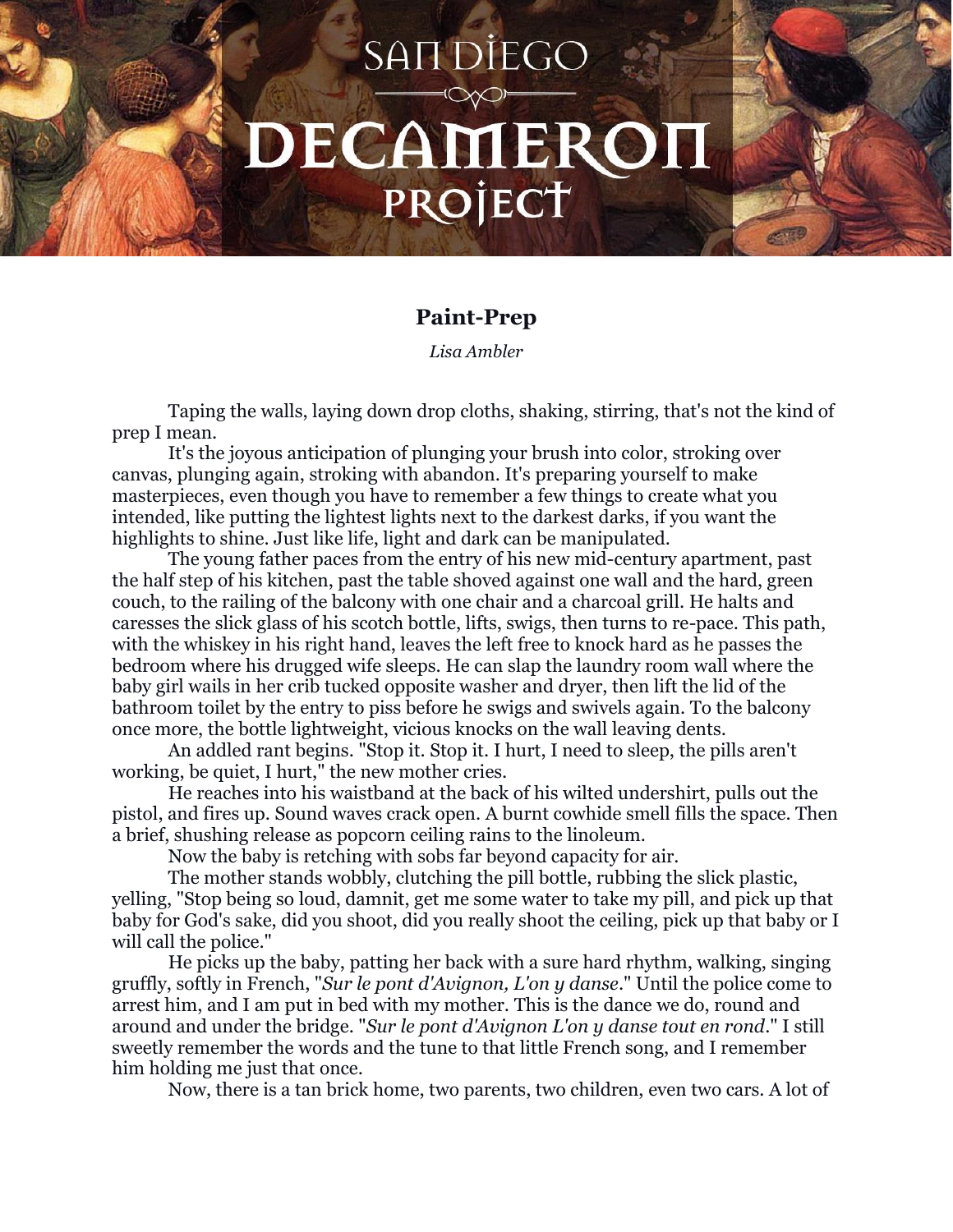# Paint-Prep

*Lisa Ambler*

Taping the walls, laying down drop cloths, shaking, stirring, that's not the kind of prep I mean.

It's the joyous anticipation of plunging your brush into color, stroking over canvas, plunging again, stroking with abandon. It's preparing yourself to make masterpieces, even though you have to remember a few things to create what you intended, like putting the lightest lights next to the darkest darks, if you want the highlights to shine. Just like life, light and dark can be manipulated.

The young father paces from the entry of his new mid-century apartment, past the half step of his kitchen, past the table shoved against one wall and the hard, green couch, to the railing of the balcony with one chair and a charcoal grill. He halts and caresses the slick glass of his scotch bottle, lifts, swigs, then turns to re-pace. This path, with the whiskey in his right hand, leaves the left free to knock hard as he passes the bedroom where his drugged wife sleeps. He can slap the laundry room wall where the baby girl wails in her crib tucked opposite washer and dryer, then lift the lid of the bathroom toilet by the entry to piss before he swigs and swivels again. To the balcony once more, the bottle lightweight, vicious knocks on the wall leaving dents.

An addled rant begins. "Stop it. Stop it. I hurt, I need to sleep, the pills aren't working, be quiet, I hurt," the new mother cries.

He reaches into his waistband at the back of his wilted undershirt, pulls out the pistol, and fires up. Sound waves crack open. A burnt cowhide smell fills the space. Then a brief, shushing release as popcorn ceiling rains to the linoleum.

Now the baby is retching with sobs far beyond capacity for air.

The mother stands wobbly, clutching the pill bottle, rubbing the slick plastic, yelling, "Stop being so loud, damnit, get me some water to take my pill, and pick up that baby for God's sake, did you shoot, did you really shoot the ceiling, pick up that baby or I will call the police."

He picks up the baby, patting her back with a sure hard rhythm, walking, singing gruffly, softly in French, "*Sur le pont d'Avignon, L'on y danse*." Until the police come to arrest him, and I am put in bed with my mother. This is the dance we do, round and around and under the bridge. "*Sur le pont d'Avignon L'on y danse tout en rond*." I still sweetly remember the words and the tune to that little French song, and I remember him holding me just that once.

Now, there is a tan brick home, two parents, two children, even two cars. A lot of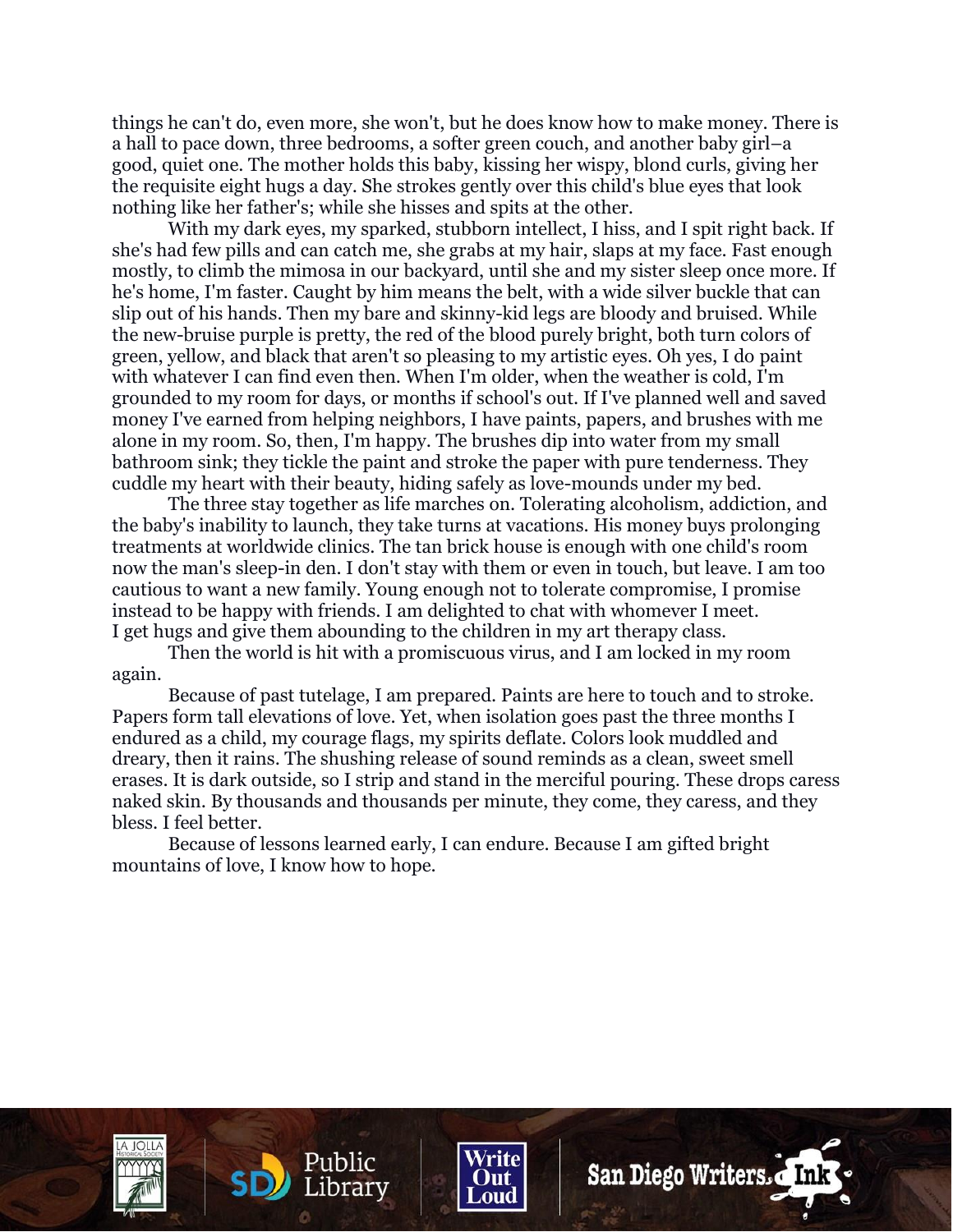things he can't do, even more, she won't, but he does know how to make money. There is a hall to pace down, three bedrooms, a softer green couch, and another baby girl–a good, quiet one. The mother holds this baby, kissing her wispy, blond curls, giving her the requisite eight hugs a day. She strokes gently over this child's blue eyes that look nothing like her father's; while she hisses and spits at the other.

With my dark eyes, my sparked, stubborn intellect, I hiss, and I spit right back. If she's had few pills and can catch me, she grabs at my hair, slaps at my face. Fast enough mostly, to climb the mimosa in our backyard, until she and my sister sleep once more. If he's home, I'm faster. Caught by him means the belt, with a wide silver buckle that can slip out of his hands. Then my bare and skinny-kid legs are bloody and bruised. While the new-bruise purple is pretty, the red of the blood purely bright, both turn colors of green, yellow, and black that aren't so pleasing to my artistic eyes. Oh yes, I do paint with whatever I can find even then. When I'm older, when the weather is cold, I'm grounded to my room for days, or months if school's out. If I've planned well and saved money I've earned from helping neighbors, I have paints, papers, and brushes with me alone in my room. So, then, I'm happy. The brushes dip into water from my small bathroom sink; they tickle the paint and stroke the paper with pure tenderness. They cuddle my heart with their beauty, hiding safely as love-mounds under my bed.

The three stay together as life marches on. Tolerating alcoholism, addiction, and the baby's inability to launch, they take turns at vacations. His money buys prolonging treatments at worldwide clinics. The tan brick house is enough with one child's room now the man's sleep-in den. I don't stay with them or even in touch, but leave. I am too cautious to want a new family. Young enough not to tolerate compromise, I promise instead to be happy with friends. I am delighted to chat with whomever I meet. I get hugs and give them abounding to the children in my art therapy class.

Then the world is hit with a promiscuous virus, and I am locked in my room again.

Because of past tutelage, I am prepared. Paints are here to touch and to stroke. Papers form tall elevations of love. Yet, when isolation goes past the three months I endured as a child, my courage flags, my spirits deflate. Colors look muddled and dreary, then it rains. The shushing release of sound reminds as a clean, sweet smell erases. It is dark outside, so I strip and stand in the merciful pouring. These drops caress naked skin. By thousands and thousands per minute, they come, they caress, and they bless. I feel better.

Because of lessons learned early, I can endure. Because I am gifted bright mountains of love, I know how to hope.